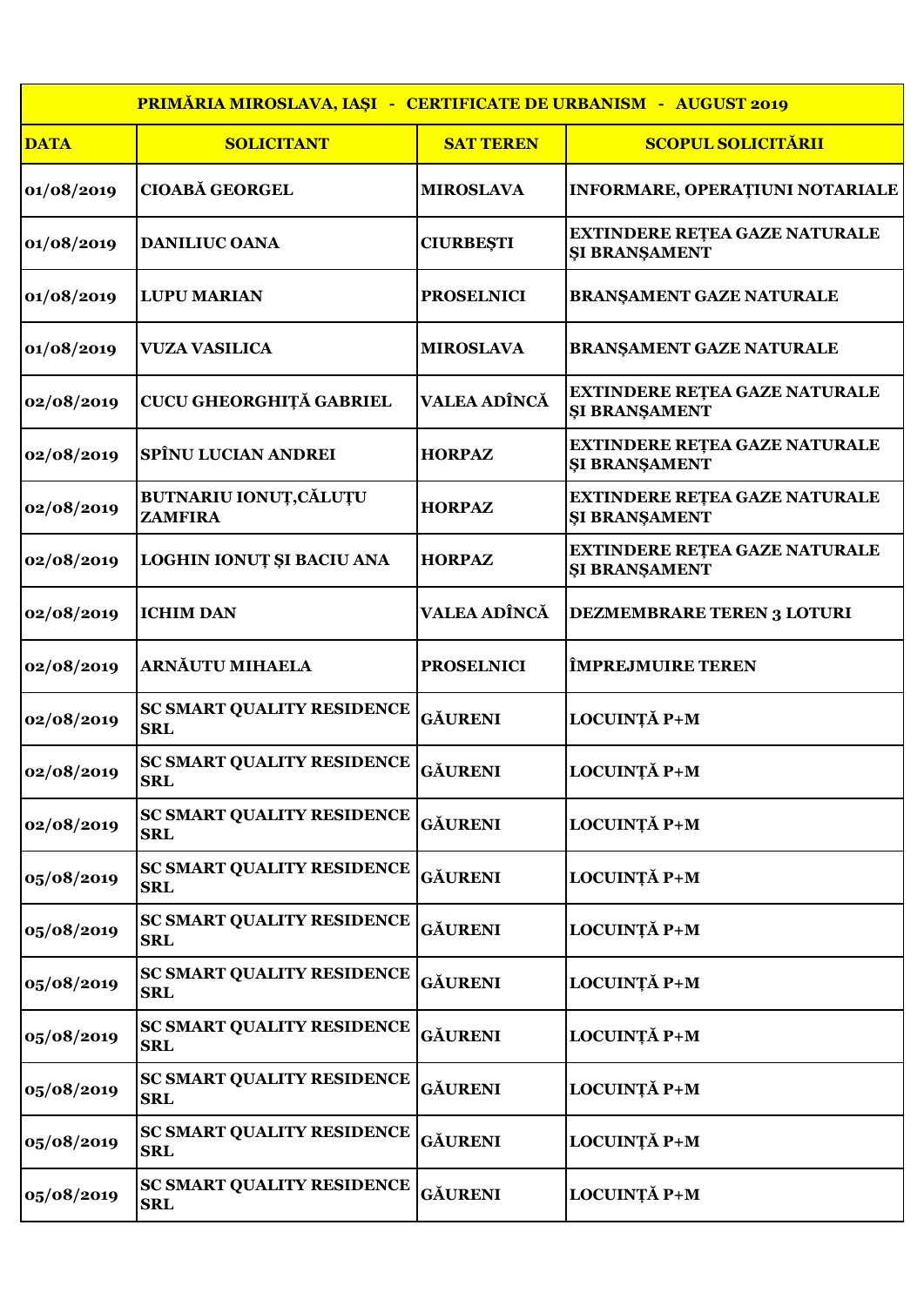| PRIMĂRIA MIROSLAVA, IAȘI - CERTIFICATE DE URBANISM - AUGUST 2019 | | | |
|---|---|---|---|
| **DATA** | **SOLICITANT** | **SAT TEREN** | **SCOPUL SOLICITĂRII** |
| 01/08/2019 | CIOABĂ GEORGEL | MIROSLAVA | INFORMARE, OPERAȚIUNI NOTARIALE |
| 01/08/2019 | DANILIUC OANA | CIURBEȘTI | EXTINDERE REȚEA GAZE NATURALE ȘI BRANȘAMENT |
| 01/08/2019 | LUPU MARIAN | PROSELNICI | BRANȘAMENT GAZE NATURALE |
| 01/08/2019 | VUZA VASILICA | MIROSLAVA | BRANȘAMENT GAZE NATURALE |
| 02/08/2019 | CUCU GHEORGHIȚĂ GABRIEL | VALEA ADÎNCĂ | EXTINDERE REȚEA GAZE NATURALE ȘI BRANȘAMENT |
| 02/08/2019 | SPÎNU LUCIAN ANDREI | HORPAZ | EXTINDERE REȚEA GAZE NATURALE ȘI BRANȘAMENT |
| 02/08/2019 | BUTNARIU IONUȚ,CĂLUȚU ZAMFIRA | HORPAZ | EXTINDERE REȚEA GAZE NATURALE ȘI BRANȘAMENT |
| 02/08/2019 | LOGHIN IONUȚ ȘI BACIU ANA | HORPAZ | EXTINDERE REȚEA GAZE NATURALE ȘI BRANȘAMENT |
| 02/08/2019 | ICHIM DAN | VALEA ADÎNCĂ | DEZMEMBRARE TEREN 3 LOTURI |
| 02/08/2019 | ARNĂUTU MIHAELA | PROSELNICI | ÎMPREJMUIRE TEREN |
| 02/08/2019 | SC SMART QUALITY RESIDENCE SRL | GĂURENI | LOCUINȚĂ P+M |
| 02/08/2019 | SC SMART QUALITY RESIDENCE SRL | GĂURENI | LOCUINȚĂ P+M |
| 02/08/2019 | SC SMART QUALITY RESIDENCE SRL | GĂURENI | LOCUINȚĂ P+M |
| 05/08/2019 | SC SMART QUALITY RESIDENCE SRL | GĂURENI | LOCUINȚĂ P+M |
| 05/08/2019 | SC SMART QUALITY RESIDENCE SRL | GĂURENI | LOCUINȚĂ P+M |
| 05/08/2019 | SC SMART QUALITY RESIDENCE SRL | GĂURENI | LOCUINȚĂ P+M |
| 05/08/2019 | SC SMART QUALITY RESIDENCE SRL | GĂURENI | LOCUINȚĂ P+M |
| 05/08/2019 | SC SMART QUALITY RESIDENCE SRL | GĂURENI | LOCUINȚĂ P+M |
| 05/08/2019 | SC SMART QUALITY RESIDENCE SRL | GĂURENI | LOCUINȚĂ P+M |
| 05/08/2019 | SC SMART QUALITY RESIDENCE SRL | GĂURENI | LOCUINȚĂ P+M |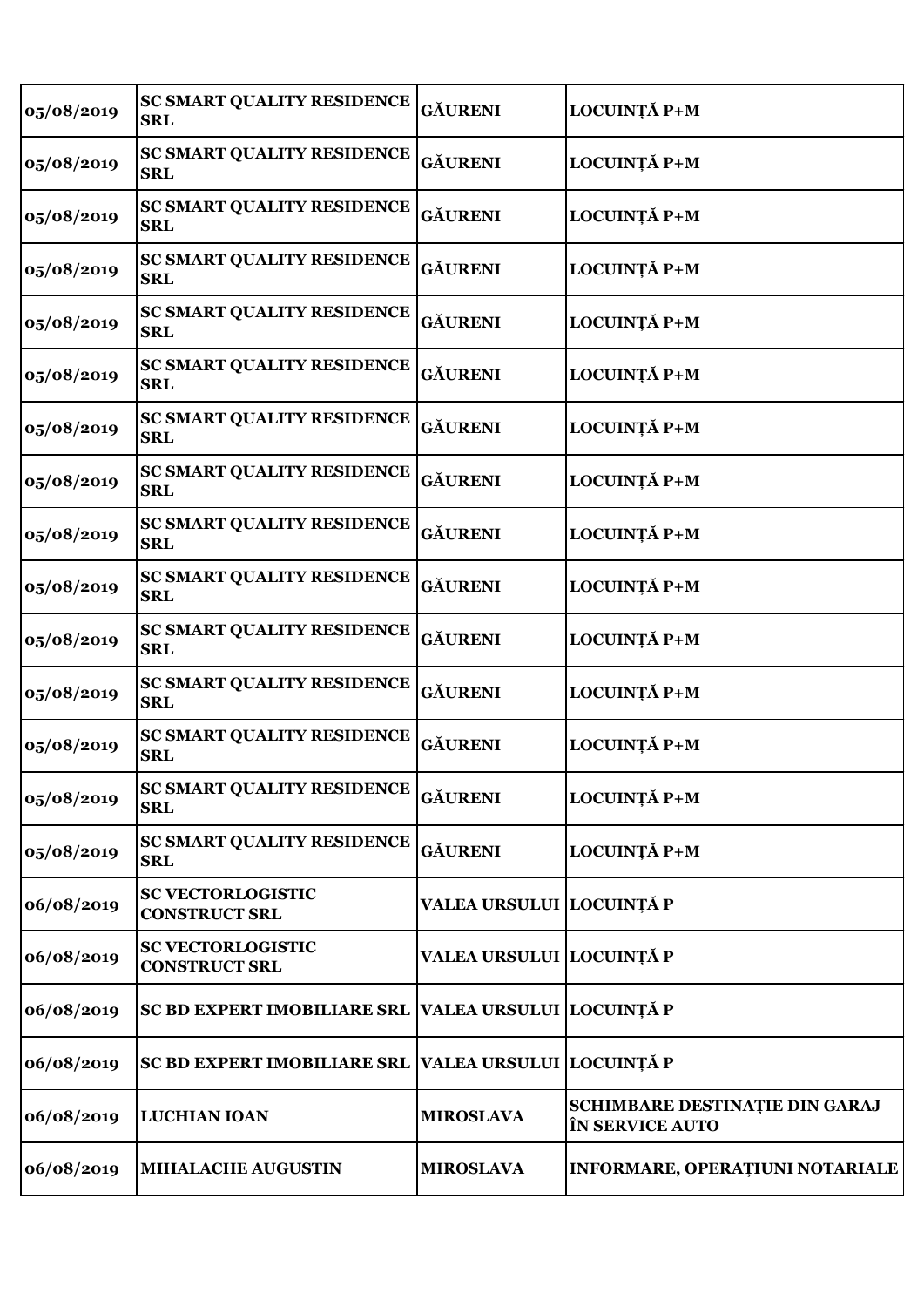| | | | |
|---|---|---|---|
| **05/08/2019** | **SC SMART QUALITY RESIDENCE SRL** | **GĂURENI** | **LOCUINȚĂ P+M** |
| **05/08/2019** | **SC SMART QUALITY RESIDENCE SRL** | **GĂURENI** | **LOCUINȚĂ P+M** |
| **05/08/2019** | **SC SMART QUALITY RESIDENCE SRL** | **GĂURENI** | **LOCUINȚĂ P+M** |
| **05/08/2019** | **SC SMART QUALITY RESIDENCE SRL** | **GĂURENI** | **LOCUINȚĂ P+M** |
| **05/08/2019** | **SC SMART QUALITY RESIDENCE SRL** | **GĂURENI** | **LOCUINȚĂ P+M** |
| **05/08/2019** | **SC SMART QUALITY RESIDENCE SRL** | **GĂURENI** | **LOCUINȚĂ P+M** |
| **05/08/2019** | **SC SMART QUALITY RESIDENCE SRL** | **GĂURENI** | **LOCUINȚĂ P+M** |
| **05/08/2019** | **SC SMART QUALITY RESIDENCE SRL** | **GĂURENI** | **LOCUINȚĂ P+M** |
| **05/08/2019** | **SC SMART QUALITY RESIDENCE SRL** | **GĂURENI** | **LOCUINȚĂ P+M** |
| **05/08/2019** | **SC SMART QUALITY RESIDENCE SRL** | **GĂURENI** | **LOCUINȚĂ P+M** |
| **05/08/2019** | **SC SMART QUALITY RESIDENCE SRL** | **GĂURENI** | **LOCUINȚĂ P+M** |
| **05/08/2019** | **SC SMART QUALITY RESIDENCE SRL** | **GĂURENI** | **LOCUINȚĂ P+M** |
| **05/08/2019** | **SC SMART QUALITY RESIDENCE SRL** | **GĂURENI** | **LOCUINȚĂ P+M** |
| **05/08/2019** | **SC SMART QUALITY RESIDENCE SRL** | **GĂURENI** | **LOCUINȚĂ P+M** |
| **05/08/2019** | **SC SMART QUALITY RESIDENCE SRL** | **GĂURENI** | **LOCUINȚĂ P+M** |
| **06/08/2019** | **SC VECTORLOGISTIC CONSTRUCT SRL** | **VALEA URSULUI** | **LOCUINȚĂ P** |
| **06/08/2019** | **SC VECTORLOGISTIC CONSTRUCT SRL** | **VALEA URSULUI** | **LOCUINȚĂ P** |
| **06/08/2019** | **SC BD EXPERT IMOBILIARE SRL** | **VALEA URSULUI** | **LOCUINȚĂ P** |
| **06/08/2019** | **SC BD EXPERT IMOBILIARE SRL** | **VALEA URSULUI** | **LOCUINȚĂ P** |
| **06/08/2019** | **LUCHIAN IOAN** | **MIROSLAVA** | **SCHIMBARE DESTINAȚIE DIN GARAJ ÎN SERVICE AUTO** |
| **06/08/2019** | **MIHALACHE AUGUSTIN** | **MIROSLAVA** | **INFORMARE, OPERAȚIUNI NOTARIALE** |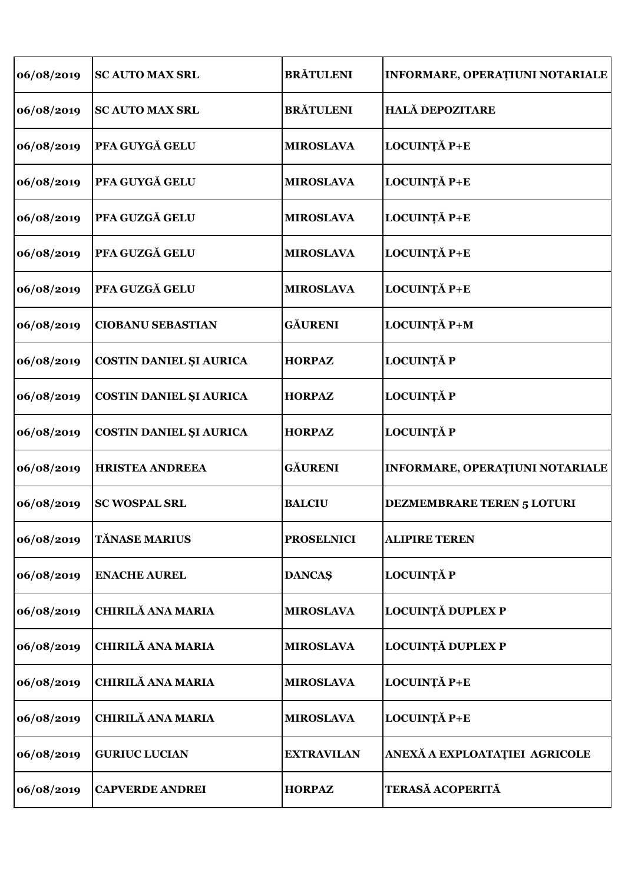| 06/08/2019 | SC AUTO MAX SRL | BRĂTULENI | INFORMARE, OPERAȚIUNI NOTARIALE |
|---|---|---|---|
| 06/08/2019 | SC AUTO MAX SRL | BRĂTULENI | HALĂ DEPOZITARE |
| 06/08/2019 | PFA GUYGĂ GELU | MIROSLAVA | LOCUINȚĂ P+E |
| 06/08/2019 | PFA GUYGĂ GELU | MIROSLAVA | LOCUINȚĂ P+E |
| 06/08/2019 | PFA GUZGĂ GELU | MIROSLAVA | LOCUINȚĂ P+E |
| 06/08/2019 | PFA GUZGĂ GELU | MIROSLAVA | LOCUINȚĂ P+E |
| 06/08/2019 | PFA GUZGĂ GELU | MIROSLAVA | LOCUINȚĂ P+E |
| 06/08/2019 | CIOBANU SEBASTIAN | GĂURENI | LOCUINȚĂ P+M |
| 06/08/2019 | COSTIN DANIEL ȘI AURICA | HORPAZ | LOCUINȚĂ P |
| 06/08/2019 | COSTIN DANIEL ȘI AURICA | HORPAZ | LOCUINȚĂ P |
| 06/08/2019 | COSTIN DANIEL ȘI AURICA | HORPAZ | LOCUINȚĂ P |
| 06/08/2019 | HRISTEA ANDREEA | GĂURENI | INFORMARE, OPERAȚIUNI NOTARIALE |
| 06/08/2019 | SC WOSPAL SRL | BALCIU | DEZMEMBRARE TEREN 5 LOTURI |
| 06/08/2019 | TĂNASE MARIUS | PROSELNICI | ALIPIRE TEREN |
| 06/08/2019 | ENACHE AUREL | DANCAȘ | LOCUINȚĂ P |
| 06/08/2019 | CHIRILĂ ANA MARIA | MIROSLAVA | LOCUINȚĂ DUPLEX P |
| 06/08/2019 | CHIRILĂ ANA MARIA | MIROSLAVA | LOCUINȚĂ DUPLEX P |
| 06/08/2019 | CHIRILĂ ANA MARIA | MIROSLAVA | LOCUINȚĂ P+E |
| 06/08/2019 | CHIRILĂ ANA MARIA | MIROSLAVA | LOCUINȚĂ P+E |
| 06/08/2019 | GURIUC LUCIAN | EXTRAVILAN | ANEXĂ A EXPLOATAȚIEI AGRICOLE |
| 06/08/2019 | CAPVERDE ANDREI | HORPAZ | TERASĂ ACOPERITĂ |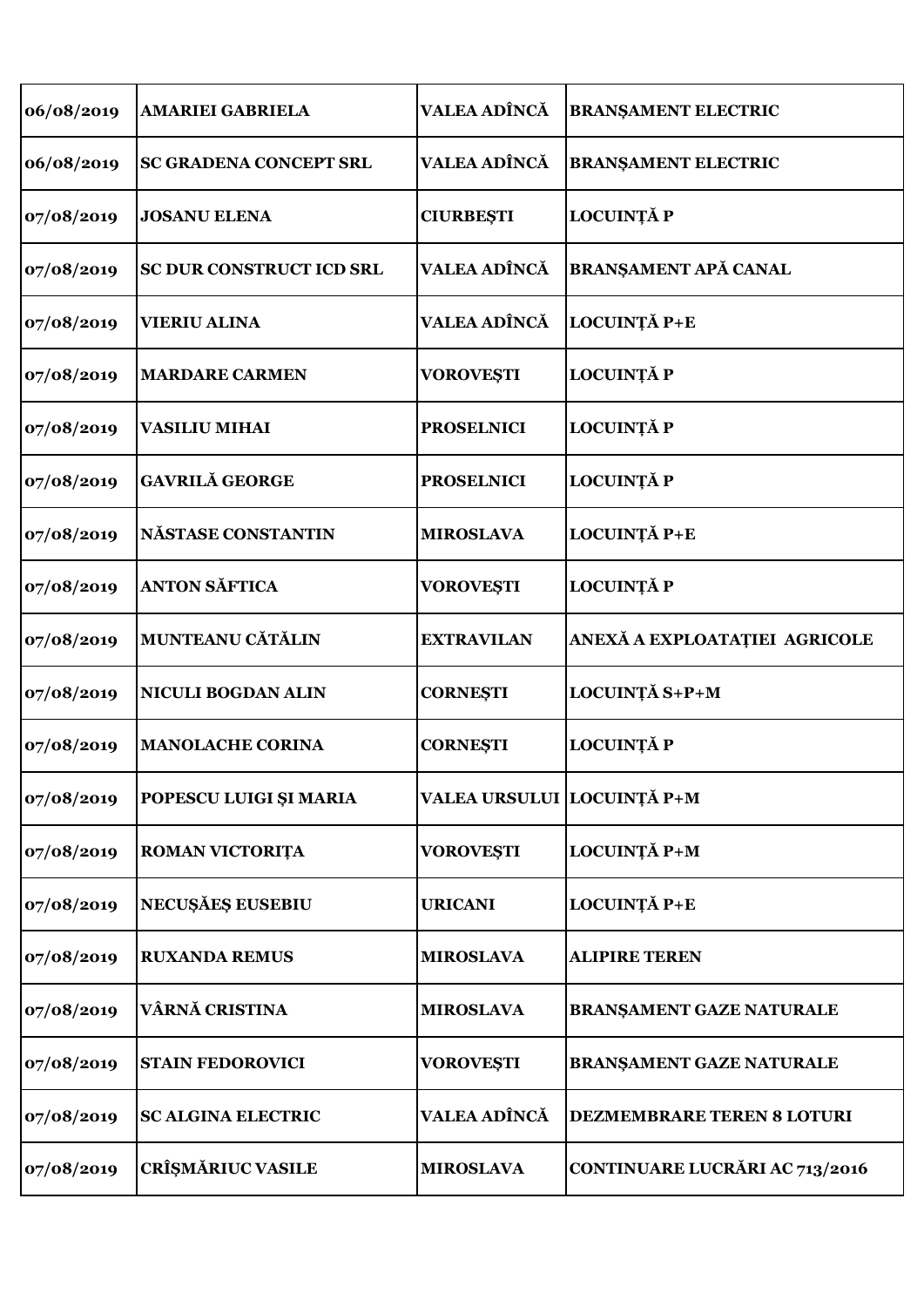| | | | |
|---|---|---|---|
| 06/08/2019 | AMARIEI GABRIELA | VALEA ADÎNCĂ | BRANŞAMENT ELECTRIC |
| 06/08/2019 | SC GRADENA CONCEPT SRL | VALEA ADÎNCĂ | BRANŞAMENT ELECTRIC |
| 07/08/2019 | JOSANU ELENA | CIURBEŞTI | LOCUINȚĂ P |
| 07/08/2019 | SC DUR CONSTRUCT ICD SRL | VALEA ADÎNCĂ | BRANŞAMENT APĂ CANAL |
| 07/08/2019 | VIERIU ALINA | VALEA ADÎNCĂ | LOCUINȚĂ P+E |
| 07/08/2019 | MARDARE CARMEN | VOROVEŞTI | LOCUINȚĂ P |
| 07/08/2019 | VASILIU MIHAI | PROSELNICI | LOCUINȚĂ P |
| 07/08/2019 | GAVRILĂ GEORGE | PROSELNICI | LOCUINȚĂ P |
| 07/08/2019 | NĂSTASE CONSTANTIN | MIROSLAVA | LOCUINȚĂ P+E |
| 07/08/2019 | ANTON SĂFTICA | VOROVEŞTI | LOCUINȚĂ P |
| 07/08/2019 | MUNTEANU CĂTĂLIN | EXTRAVILAN | ANEXĂ A EXPLOATAȚIEI AGRICOLE |
| 07/08/2019 | NICULI BOGDAN ALIN | CORNEŞTI | LOCUINȚĂ S+P+M |
| 07/08/2019 | MANOLACHE CORINA | CORNEŞTI | LOCUINȚĂ P |
| 07/08/2019 | POPESCU LUIGI ŞI MARIA | VALEA URSULUI | LOCUINȚĂ P+M |
| 07/08/2019 | ROMAN VICTORIȚA | VOROVEŞTI | LOCUINȚĂ P+M |
| 07/08/2019 | NECUŞĂEŞ EUSEBIU | URICANI | LOCUINȚĂ P+E |
| 07/08/2019 | RUXANDA REMUS | MIROSLAVA | ALIPIRE TEREN |
| 07/08/2019 | VÂRNĂ CRISTINA | MIROSLAVA | BRANŞAMENT GAZE NATURALE |
| 07/08/2019 | STAIN FEDOROVICI | VOROVEŞTI | BRANŞAMENT GAZE NATURALE |
| 07/08/2019 | SC ALGINA ELECTRIC | VALEA ADÎNCĂ | DEZMEMBRARE TEREN 8 LOTURI |
| 07/08/2019 | CRÎŞMĂRIUC VASILE | MIROSLAVA | CONTINUARE LUCRĂRI AC 713/2016 |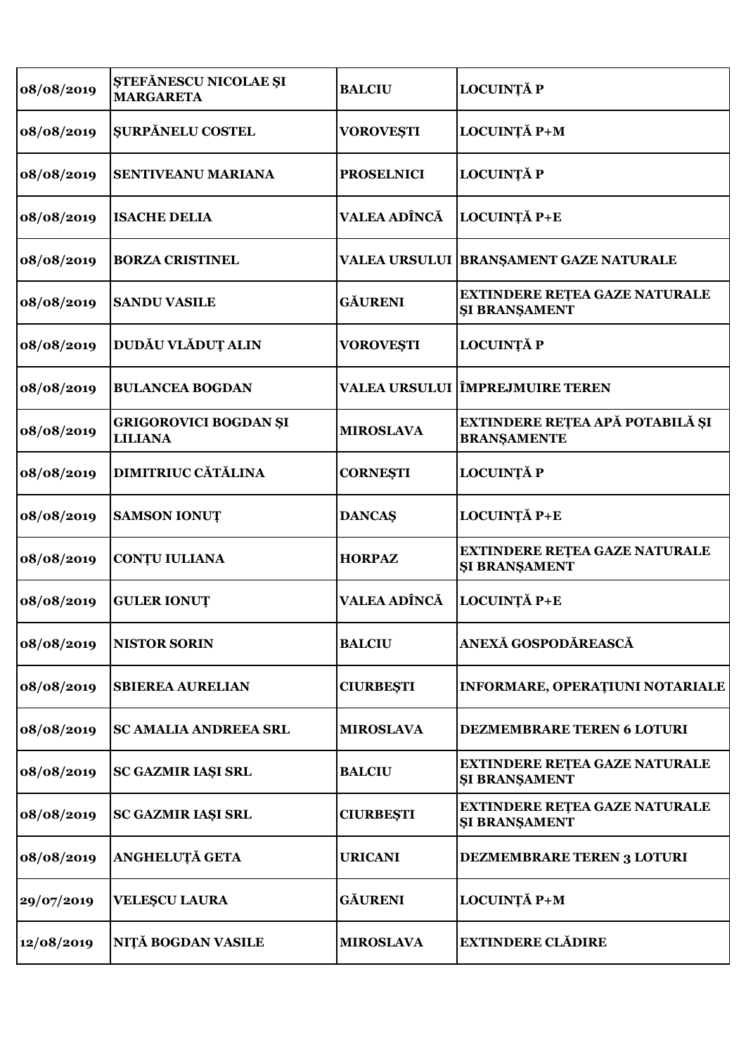| 08/08/2019 | ȘTEFĂNESCU NICOLAE ȘI MARGARETA | BALCIU | LOCUINȚĂ P |
|---|---|---|---|
| 08/08/2019 | ȘURPĂNELU COSTEL | VOROVEȘTI | LOCUINȚĂ P+M |
| 08/08/2019 | SENTIVEANU MARIANA | PROSELNICI | LOCUINȚĂ P |
| 08/08/2019 | ISACHE DELIA | VALEA ADÎNCĂ | LOCUINȚĂ P+E |
| 08/08/2019 | BORZA CRISTINEL | VALEA URSULUI | BRANȘAMENT GAZE NATURALE |
| 08/08/2019 | SANDU VASILE | GĂURENI | EXTINDERE REȚEA GAZE NATURALE ȘI BRANȘAMENT |
| 08/08/2019 | DUDĂU VLĂDUȚ ALIN | VOROVEȘTI | LOCUINȚĂ P |
| 08/08/2019 | BULANCEA BOGDAN | VALEA URSULUI | ÎMPREJMUIRE TEREN |
| 08/08/2019 | GRIGOROVICI BOGDAN ȘI LILIANA | MIROSLAVA | EXTINDERE REȚEA APĂ POTABILĂ ȘI BRANȘAMENTE |
| 08/08/2019 | DIMITRIUC CĂTĂLINA | CORNEȘTI | LOCUINȚĂ P |
| 08/08/2019 | SAMSON IONUȚ | DANCAȘ | LOCUINȚĂ P+E |
| 08/08/2019 | CONȚU IULIANA | HORPAZ | EXTINDERE REȚEA GAZE NATURALE ȘI BRANȘAMENT |
| 08/08/2019 | GULER IONUȚ | VALEA ADÎNCĂ | LOCUINȚĂ P+E |
| 08/08/2019 | NISTOR SORIN | BALCIU | ANEXĂ GOSPODĂREASCĂ |
| 08/08/2019 | SBIEREA AURELIAN | CIURBEȘTI | INFORMARE, OPERAȚIUNI NOTARIALE |
| 08/08/2019 | SC AMALIA ANDREEA SRL | MIROSLAVA | DEZMEMBRARE TEREN 6 LOTURI |
| 08/08/2019 | SC GAZMIR IAȘI SRL | BALCIU | EXTINDERE REȚEA GAZE NATURALE ȘI BRANȘAMENT |
| 08/08/2019 | SC GAZMIR IAȘI SRL | CIURBEȘTI | EXTINDERE REȚEA GAZE NATURALE ȘI BRANȘAMENT |
| 08/08/2019 | ANGHELUȚĂ GETA | URICANI | DEZMEMBRARE TEREN 3 LOTURI |
| 29/07/2019 | VELEȘCU LAURA | GĂURENI | LOCUINȚĂ P+M |
| 12/08/2019 | NIȚĂ BOGDAN VASILE | MIROSLAVA | EXTINDERE CLĂDIRE |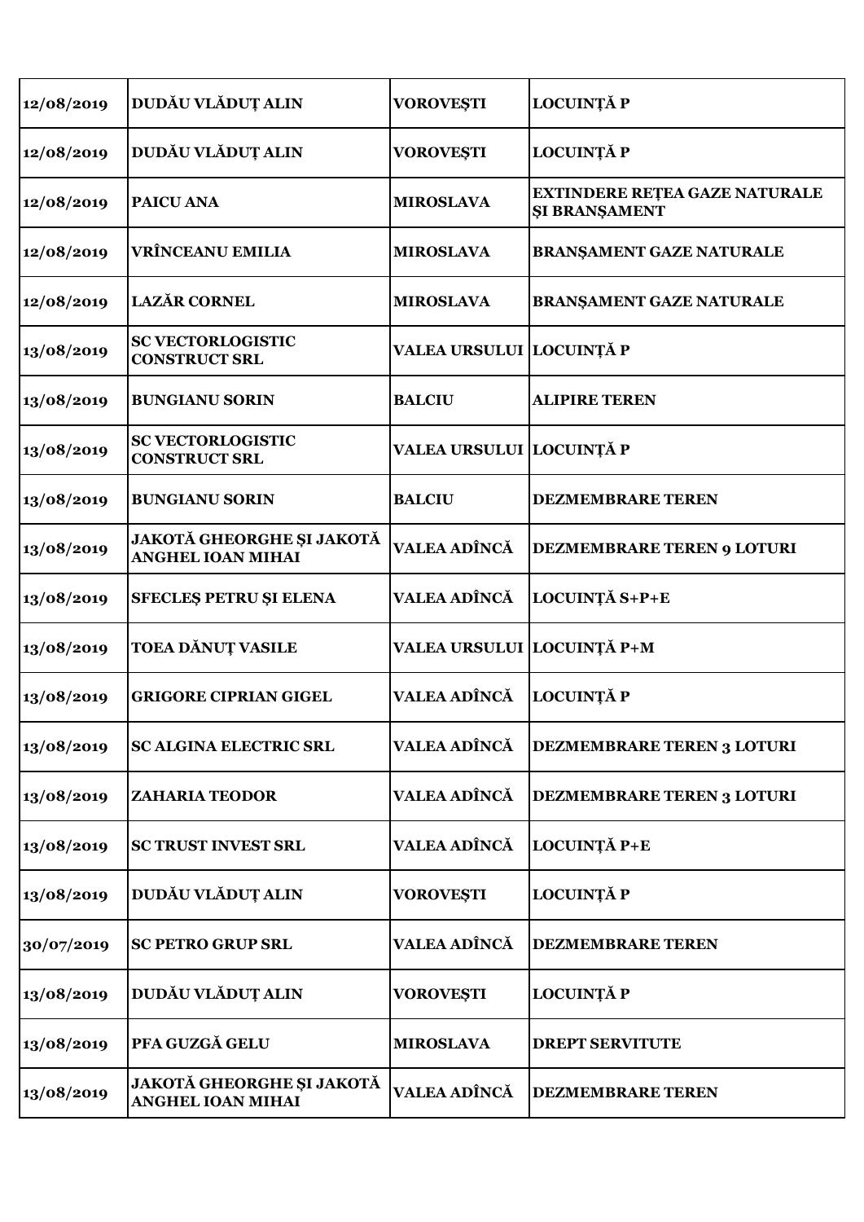| 12/08/2019 | DUDĂU VLĂDUȚ ALIN | VOROVEȘTI | LOCUINȚĂ P |
|---|---|---|---|
| 12/08/2019 | DUDĂU VLĂDUȚ ALIN | VOROVEȘTI | LOCUINȚĂ P |
| 12/08/2019 | PAICU ANA | MIROSLAVA | EXTINDERE REȚEA GAZE NATURALE ȘI BRANȘAMENT |
| 12/08/2019 | VRÎNCEANU EMILIA | MIROSLAVA | BRANȘAMENT GAZE NATURALE |
| 12/08/2019 | LAZĂR CORNEL | MIROSLAVA | BRANȘAMENT GAZE NATURALE |
| 13/08/2019 | SC VECTORLOGISTIC CONSTRUCT SRL | VALEA URSULUI | LOCUINȚĂ P |
| 13/08/2019 | BUNGIANU SORIN | BALCIU | ALIPIRE TEREN |
| 13/08/2019 | SC VECTORLOGISTIC CONSTRUCT SRL | VALEA URSULUI | LOCUINȚĂ P |
| 13/08/2019 | BUNGIANU SORIN | BALCIU | DEZMEMBRARE TEREN |
| 13/08/2019 | JAKOTĂ GHEORGHE ȘI JAKOTĂ ANGHEL IOAN MIHAI | VALEA ADÎNCĂ | DEZMEMBRARE TEREN 9 LOTURI |
| 13/08/2019 | SFECLEȘ PETRU ȘI ELENA | VALEA ADÎNCĂ | LOCUINȚĂ S+P+E |
| 13/08/2019 | TOEA DĂNUȚ VASILE | VALEA URSULUI | LOCUINȚĂ P+M |
| 13/08/2019 | GRIGORE CIPRIAN GIGEL | VALEA ADÎNCĂ | LOCUINȚĂ P |
| 13/08/2019 | SC ALGINA ELECTRIC SRL | VALEA ADÎNCĂ | DEZMEMBRARE TEREN 3 LOTURI |
| 13/08/2019 | ZAHARIA TEODOR | VALEA ADÎNCĂ | DEZMEMBRARE TEREN 3 LOTURI |
| 13/08/2019 | SC TRUST INVEST SRL | VALEA ADÎNCĂ | LOCUINȚĂ P+E |
| 13/08/2019 | DUDĂU VLĂDUȚ ALIN | VOROVEȘTI | LOCUINȚĂ P |
| 30/07/2019 | SC PETRO GRUP SRL | VALEA ADÎNCĂ | DEZMEMBRARE TEREN |
| 13/08/2019 | DUDĂU VLĂDUȚ ALIN | VOROVEȘTI | LOCUINȚĂ P |
| 13/08/2019 | PFA GUZGĂ GELU | MIROSLAVA | DREPT SERVITUTE |
| 13/08/2019 | JAKOTĂ GHEORGHE ȘI JAKOTĂ ANGHEL IOAN MIHAI | VALEA ADÎNCĂ | DEZMEMBRARE TEREN |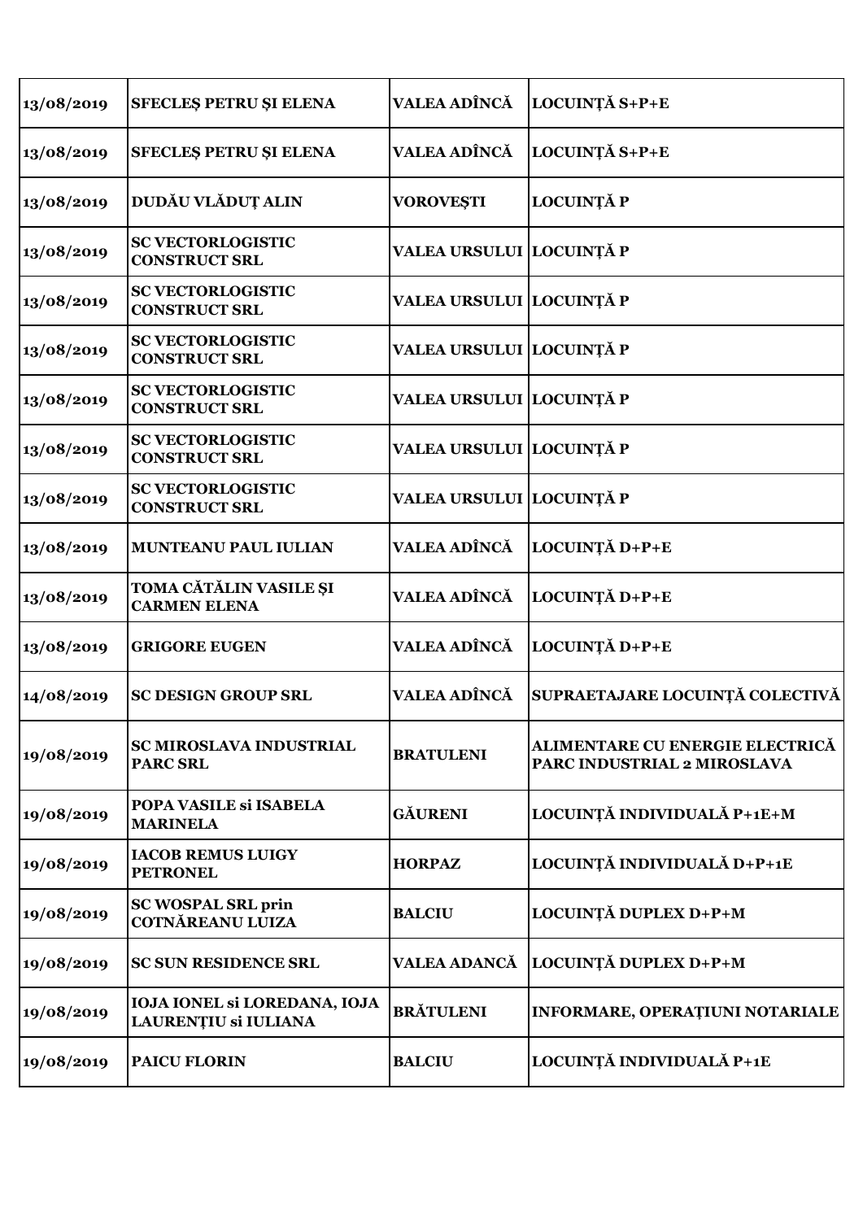| 13/08/2019 | SFECLEŞ PETRU ŞI ELENA | VALEA ADÎNCĂ | LOCUINȚĂ S+P+E |
|---|---|---|---|
| 13/08/2019 | SFECLEŞ PETRU ŞI ELENA | VALEA ADÎNCĂ | LOCUINȚĂ S+P+E |
| 13/08/2019 | DUDĂU VLĂDUȚ ALIN | VOROVEȘTI | LOCUINȚĂ P |
| 13/08/2019 | SC VECTORLOGISTIC CONSTRUCT SRL | VALEA URSULUI | LOCUINȚĂ P |
| 13/08/2019 | SC VECTORLOGISTIC CONSTRUCT SRL | VALEA URSULUI | LOCUINȚĂ P |
| 13/08/2019 | SC VECTORLOGISTIC CONSTRUCT SRL | VALEA URSULUI | LOCUINȚĂ P |
| 13/08/2019 | SC VECTORLOGISTIC CONSTRUCT SRL | VALEA URSULUI | LOCUINȚĂ P |
| 13/08/2019 | SC VECTORLOGISTIC CONSTRUCT SRL | VALEA URSULUI | LOCUINȚĂ P |
| 13/08/2019 | SC VECTORLOGISTIC CONSTRUCT SRL | VALEA URSULUI | LOCUINȚĂ P |
| 13/08/2019 | MUNTEANU PAUL IULIAN | VALEA ADÎNCĂ | LOCUINȚĂ D+P+E |
| 13/08/2019 | TOMA CĂTĂLIN VASILE ŞI CARMEN ELENA | VALEA ADÎNCĂ | LOCUINȚĂ D+P+E |
| 13/08/2019 | GRIGORE EUGEN | VALEA ADÎNCĂ | LOCUINȚĂ D+P+E |
| 14/08/2019 | SC DESIGN GROUP SRL | VALEA ADÎNCĂ | SUPRAETAJARE LOCUINȚĂ COLECTIVĂ |
| 19/08/2019 | SC MIROSLAVA INDUSTRIAL PARC SRL | BRATULENI | ALIMENTARE CU ENERGIE ELECTRICĂ PARC INDUSTRIAL 2 MIROSLAVA |
| 19/08/2019 | POPA VASILE si ISABELA MARINELA | GĂURENI | LOCUINȚĂ INDIVIDUALĂ P+1E+M |
| 19/08/2019 | IACOB REMUS LUIGY PETRONEL | HORPAZ | LOCUINȚĂ INDIVIDUALĂ D+P+1E |
| 19/08/2019 | SC WOSPAL SRL prin COTNĂREANU LUIZA | BALCIU | LOCUINȚĂ DUPLEX D+P+M |
| 19/08/2019 | SC SUN RESIDENCE SRL | VALEA ADANCĂ | LOCUINȚĂ DUPLEX D+P+M |
| 19/08/2019 | IOJA IONEL si LOREDANA, IOJA LAURENȚIU si IULIANA | BRĂTULENI | INFORMARE, OPERAȚIUNI NOTARIALE |
| 19/08/2019 | PAICU FLORIN | BALCIU | LOCUINȚĂ INDIVIDUALĂ P+1E |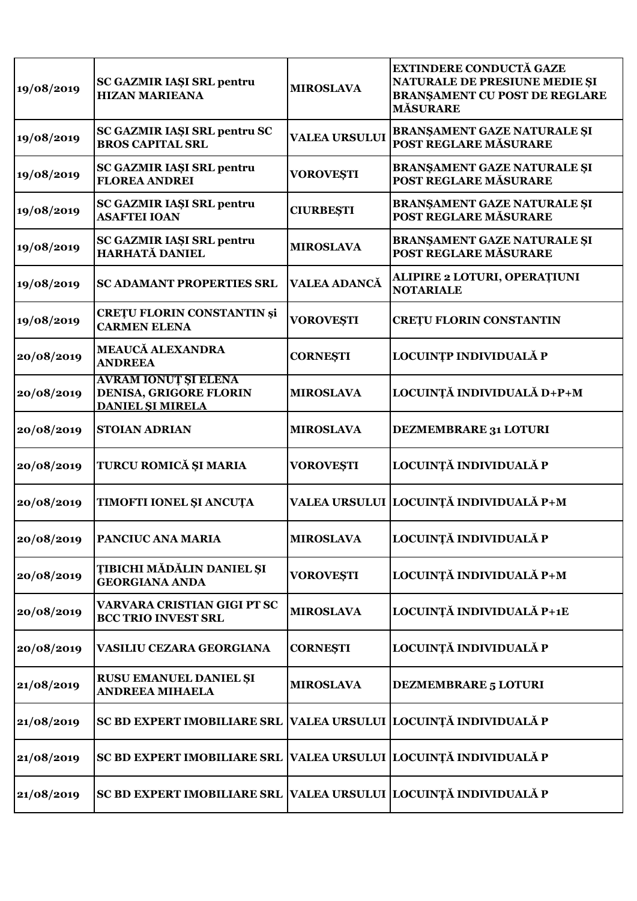| | | | |
|---|---|---|---|
| 19/08/2019 | SC GAZMIR IAŞI SRL pentru HIZAN MARIEANA | MIROSLAVA | EXTINDERE CONDUCTĂ GAZE NATURALE DE PRESIUNE MEDIE ŞI BRANŞAMENT CU POST DE REGLARE MĂSURARE |
| 19/08/2019 | SC GAZMIR IAŞI SRL pentru SC BROS CAPITAL SRL | VALEA URSULUI | BRANŞAMENT GAZE NATURALE ŞI POST REGLARE MĂSURARE |
| 19/08/2019 | SC GAZMIR IAŞI SRL pentru FLOREA ANDREI | VOROVEŞTI | BRANŞAMENT GAZE NATURALE ŞI POST REGLARE MĂSURARE |
| 19/08/2019 | SC GAZMIR IAŞI SRL pentru ASAFTEI IOAN | CIURBEŞTI | BRANŞAMENT GAZE NATURALE ŞI POST REGLARE MĂSURARE |
| 19/08/2019 | SC GAZMIR IAŞI SRL pentru HARHATĂ DANIEL | MIROSLAVA | BRANŞAMENT GAZE NATURALE ŞI POST REGLARE MĂSURARE |
| 19/08/2019 | SC ADAMANT PROPERTIES SRL | VALEA ADANCĂ | ALIPIRE 2 LOTURI, OPERAȚIUNI NOTARIALE |
| 19/08/2019 | CREȚU FLORIN CONSTANTIN şi CARMEN ELENA | VOROVEŞTI | CREȚU FLORIN CONSTANTIN |
| 20/08/2019 | MEAUCĂ ALEXANDRA ANDREEA | CORNEŞTI | LOCUINȚP INDIVIDUALĂ P |
| 20/08/2019 | AVRAM IONUȚ ŞI ELENA DENISA, GRIGORE FLORIN DANIEL ŞI MIRELA | MIROSLAVA | LOCUINȚĂ INDIVIDUALĂ D+P+M |
| 20/08/2019 | STOIAN ADRIAN | MIROSLAVA | DEZMEMBRARE 31 LOTURI |
| 20/08/2019 | TURCU ROMICĂ ŞI MARIA | VOROVEŞTI | LOCUINȚĂ INDIVIDUALĂ P |
| 20/08/2019 | TIMOFTI IONEL ŞI ANCUȚA | VALEA URSULUI | LOCUINȚĂ INDIVIDUALĂ P+M |
| 20/08/2019 | PANCIUC ANA MARIA | MIROSLAVA | LOCUINȚĂ INDIVIDUALĂ P |
| 20/08/2019 | ȚIBICHI MĂDĂLIN DANIEL ŞI GEORGIANA ANDA | VOROVEŞTI | LOCUINȚĂ INDIVIDUALĂ P+M |
| 20/08/2019 | VARVARA CRISTIAN GIGI PT SC BCC TRIO INVEST SRL | MIROSLAVA | LOCUINȚĂ INDIVIDUALĂ P+1E |
| 20/08/2019 | VASILIU CEZARA GEORGIANA | CORNEŞTI | LOCUINȚĂ INDIVIDUALĂ P |
| 21/08/2019 | RUSU EMANUEL DANIEL ŞI ANDREEA MIHAELA | MIROSLAVA | DEZMEMBRARE 5 LOTURI |
| 21/08/2019 | SC BD EXPERT IMOBILIARE SRL | VALEA URSULUI | LOCUINȚĂ INDIVIDUALĂ P |
| 21/08/2019 | SC BD EXPERT IMOBILIARE SRL | VALEA URSULUI | LOCUINȚĂ INDIVIDUALĂ P |
| 21/08/2019 | SC BD EXPERT IMOBILIARE SRL | VALEA URSULUI | LOCUINȚĂ INDIVIDUALĂ P |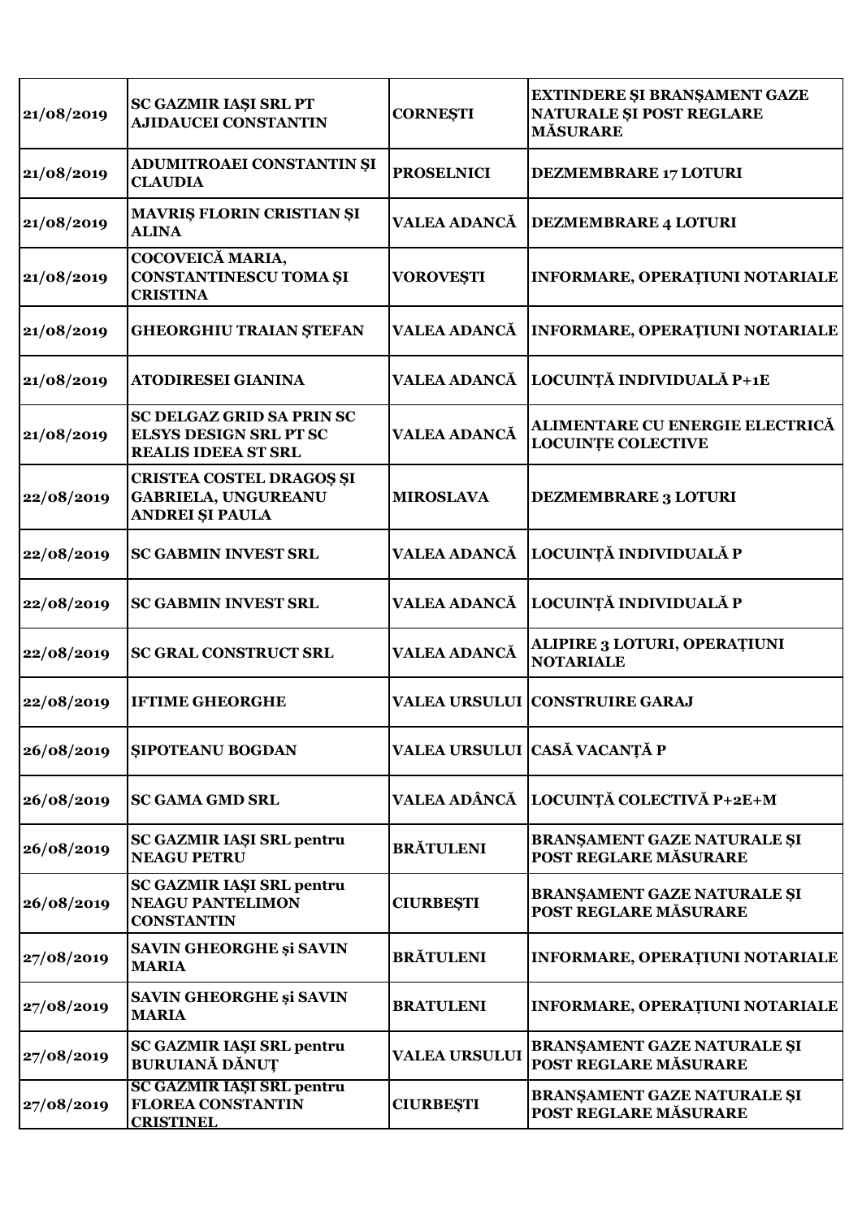| | | | |
|---|---|---|---|
| **21/08/2019** | **SC GAZMIR IAŞI SRL PT AJIDAUCEI CONSTANTIN** | **CORNEŞTI** | **EXTINDERE ŞI BRANŞAMENT GAZE NATURALE ŞI POST REGLARE MĂSURARE** |
| **21/08/2019** | **ADUMITROAEI CONSTANTIN ŞI CLAUDIA** | **PROSELNICI** | **DEZMEMBRARE 17 LOTURI** |
| **21/08/2019** | **MAVRIŞ FLORIN CRISTIAN ŞI ALINA** | **VALEA ADANCĂ** | **DEZMEMBRARE 4 LOTURI** |
| **21/08/2019** | **COCOVEICĂ MARIA, CONSTANTINESCU TOMA ŞI CRISTINA** | **VOROVEŞTI** | **INFORMARE, OPERAŢIUNI NOTARIALE** |
| **21/08/2019** | **GHEORGHIU TRAIAN ŞTEFAN** | **VALEA ADANCĂ** | **INFORMARE, OPERAŢIUNI NOTARIALE** |
| **21/08/2019** | **ATODIRESEI GIANINA** | **VALEA ADANCĂ** | **LOCUINŢĂ INDIVIDUALĂ P+1E** |
| **21/08/2019** | **SC DELGAZ GRID SA PRIN SC ELSYS DESIGN SRL PT SC REALIS IDEEA ST SRL** | **VALEA ADANCĂ** | **ALIMENTARE CU ENERGIE ELECTRICĂ LOCUINŢE COLECTIVE** |
| **22/08/2019** | **CRISTEA COSTEL DRAGOŞ ŞI GABRIELA, UNGUREANU ANDREI ŞI PAULA** | **MIROSLAVA** | **DEZMEMBRARE 3 LOTURI** |
| **22/08/2019** | **SC GABMIN INVEST SRL** | **VALEA ADANCĂ** | **LOCUINŢĂ INDIVIDUALĂ P** |
| **22/08/2019** | **SC GABMIN INVEST SRL** | **VALEA ADANCĂ** | **LOCUINŢĂ INDIVIDUALĂ P** |
| **22/08/2019** | **SC GRAL CONSTRUCT SRL** | **VALEA ADANCĂ** | **ALIPIRE 3 LOTURI, OPERAŢIUNI NOTARIALE** |
| **22/08/2019** | **IFTIME GHEORGHE** | **VALEA URSULUI** | **CONSTRUIRE GARAJ** |
| **26/08/2019** | **ŞIPOTEANU BOGDAN** | **VALEA URSULUI** | **CASĂ VACANŢĂ P** |
| **26/08/2019** | **SC GAMA GMD SRL** | **VALEA ADÂNCĂ** | **LOCUINŢĂ COLECTIVĂ P+2E+M** |
| **26/08/2019** | **SC GAZMIR IAŞI SRL pentru NEAGU PETRU** | **BRĂTULENI** | **BRANŞAMENT GAZE NATURALE ŞI POST REGLARE MĂSURARE** |
| **26/08/2019** | **SC GAZMIR IAŞI SRL pentru NEAGU PANTELIMON CONSTANTIN** | **CIURBEŞTI** | **BRANŞAMENT GAZE NATURALE ŞI POST REGLARE MĂSURARE** |
| **27/08/2019** | **SAVIN GHEORGHE şi SAVIN MARIA** | **BRĂTULENI** | **INFORMARE, OPERAŢIUNI NOTARIALE** |
| **27/08/2019** | **SAVIN GHEORGHE şi SAVIN MARIA** | **BRATULENI** | **INFORMARE, OPERAŢIUNI NOTARIALE** |
| **27/08/2019** | **SC GAZMIR IAŞI SRL pentru BURUIANĂ DĂNUŢ** | **VALEA URSULUI** | **BRANŞAMENT GAZE NATURALE ŞI POST REGLARE MĂSURARE** |
| **27/08/2019** | **SC GAZMIR IAŞI SRL pentru FLOREA CONSTANTIN CRISTINEL** | **CIURBEŞTI** | **BRANŞAMENT GAZE NATURALE ŞI POST REGLARE MĂSURARE** |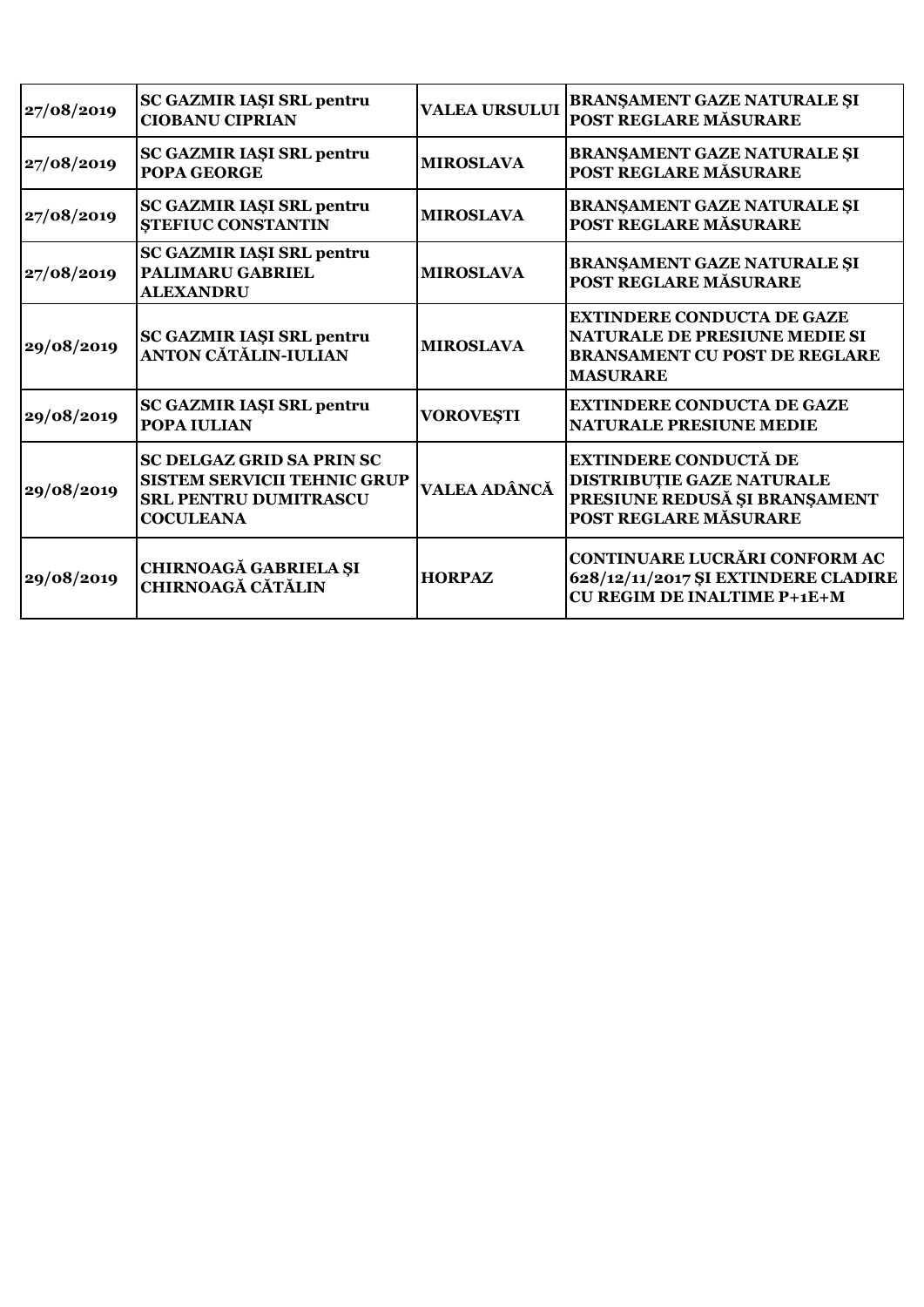| | | | |
|---|---|---|---|
| 27/08/2019 | SC GAZMIR IAŞI SRL pentru CIOBANU CIPRIAN | VALEA URSULUI | BRANŞAMENT GAZE NATURALE ŞI POST REGLARE MĂSURARE |
| 27/08/2019 | SC GAZMIR IAŞI SRL pentru POPA GEORGE | MIROSLAVA | BRANŞAMENT GAZE NATURALE ŞI POST REGLARE MĂSURARE |
| 27/08/2019 | SC GAZMIR IAŞI SRL pentru ŞTEFIUC CONSTANTIN | MIROSLAVA | BRANŞAMENT GAZE NATURALE ŞI POST REGLARE MĂSURARE |
| 27/08/2019 | SC GAZMIR IAŞI SRL pentru PALIMARU GABRIEL ALEXANDRU | MIROSLAVA | BRANŞAMENT GAZE NATURALE ŞI POST REGLARE MĂSURARE |
| 29/08/2019 | SC GAZMIR IAŞI SRL pentru ANTON CĂTĂLIN-IULIAN | MIROSLAVA | EXTINDERE CONDUCTA DE GAZE NATURALE DE PRESIUNE MEDIE SI BRANSAMENT CU POST DE REGLARE MASURARE |
| 29/08/2019 | SC GAZMIR IAŞI SRL pentru POPA IULIAN | VOROVEŞTI | EXTINDERE CONDUCTA DE GAZE NATURALE PRESIUNE MEDIE |
| 29/08/2019 | SC DELGAZ GRID SA PRIN SC SISTEM SERVICII TEHNIC GRUP SRL PENTRU DUMITRASCU COCULEANA | VALEA ADÂNCĂ | EXTINDERE CONDUCTĂ DE DISTRIBUŢIE GAZE NATURALE PRESIUNE REDUSĂ ŞI BRANŞAMENT POST REGLARE MĂSURARE |
| 29/08/2019 | CHIRNOAGĂ GABRIELA ŞI CHIRNOAGĂ CĂTĂLIN | HORPAZ | CONTINUARE LUCRĂRI CONFORM AC 628/12/11/2017 ŞI EXTINDERE CLADIRE CU REGIM DE INALTIME P+1E+M |